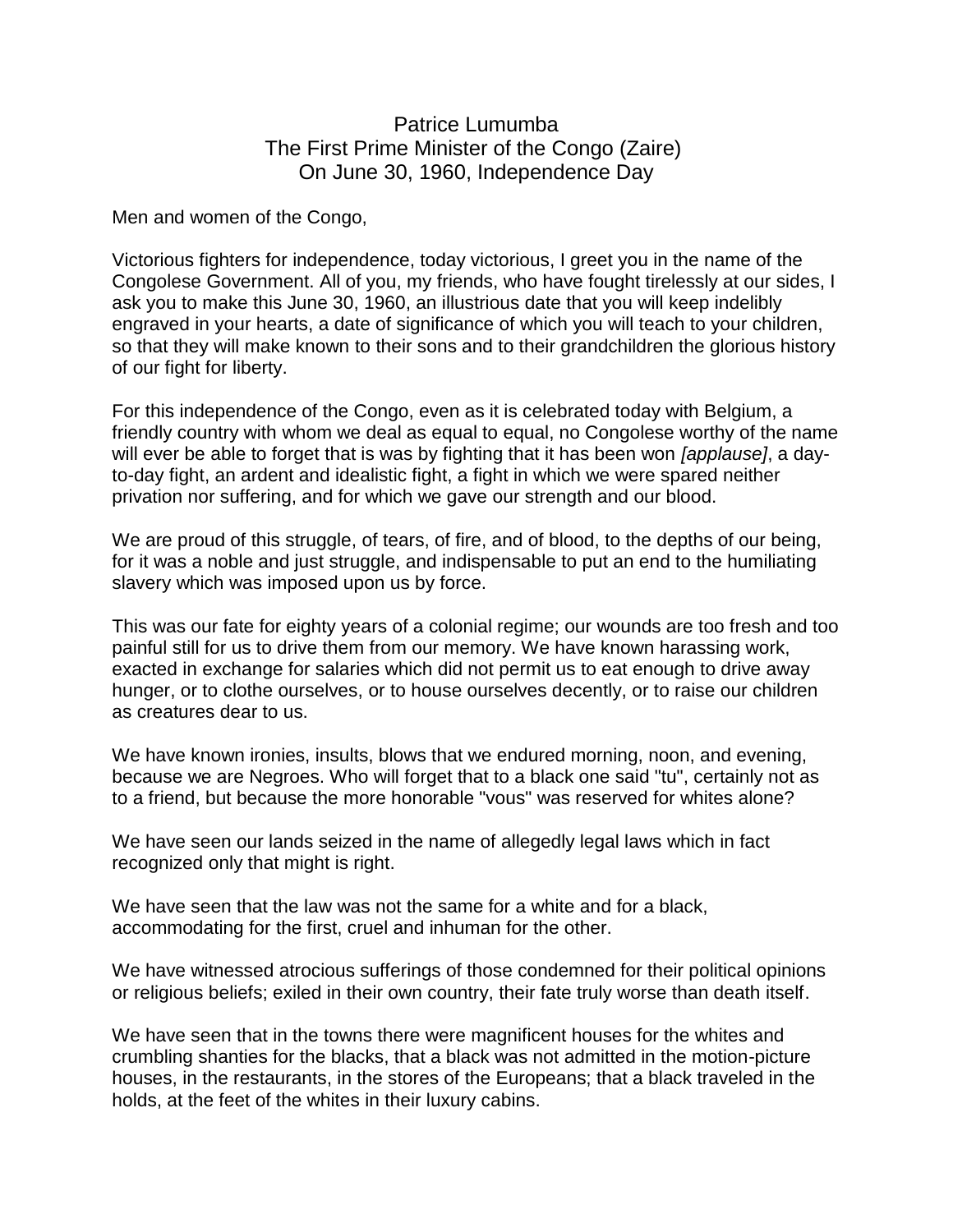# Patrice Lumumba
## The First Prime Minister of the Congo (Zaire)
## On June 30, 1960, Independence Day

Men and women of the Congo,

Victorious fighters for independence, today victorious, I greet you in the name of the Congolese Government. All of you, my friends, who have fought tirelessly at our sides, I ask you to make this June 30, 1960, an illustrious date that you will keep indelibly engraved in your hearts, a date of significance of which you will teach to your children, so that they will make known to their sons and to their grandchildren the glorious history of our fight for liberty.

For this independence of the Congo, even as it is celebrated today with Belgium, a friendly country with whom we deal as equal to equal, no Congolese worthy of the name will ever be able to forget that is was by fighting that it has been won *[applause]*, a day-to-day fight, an ardent and idealistic fight, a fight in which we were spared neither privation nor suffering, and for which we gave our strength and our blood.

We are proud of this struggle, of tears, of fire, and of blood, to the depths of our being, for it was a noble and just struggle, and indispensable to put an end to the humiliating slavery which was imposed upon us by force.

This was our fate for eighty years of a colonial regime; our wounds are too fresh and too painful still for us to drive them from our memory. We have known harassing work, exacted in exchange for salaries which did not permit us to eat enough to drive away hunger, or to clothe ourselves, or to house ourselves decently, or to raise our children as creatures dear to us.

We have known ironies, insults, blows that we endured morning, noon, and evening, because we are Negroes. Who will forget that to a black one said "tu", certainly not as to a friend, but because the more honorable "vous" was reserved for whites alone?

We have seen our lands seized in the name of allegedly legal laws which in fact recognized only that might is right.

We have seen that the law was not the same for a white and for a black, accommodating for the first, cruel and inhuman for the other.

We have witnessed atrocious sufferings of those condemned for their political opinions or religious beliefs; exiled in their own country, their fate truly worse than death itself.

We have seen that in the towns there were magnificent houses for the whites and crumbling shanties for the blacks, that a black was not admitted in the motion-picture houses, in the restaurants, in the stores of the Europeans; that a black traveled in the holds, at the feet of the whites in their luxury cabins.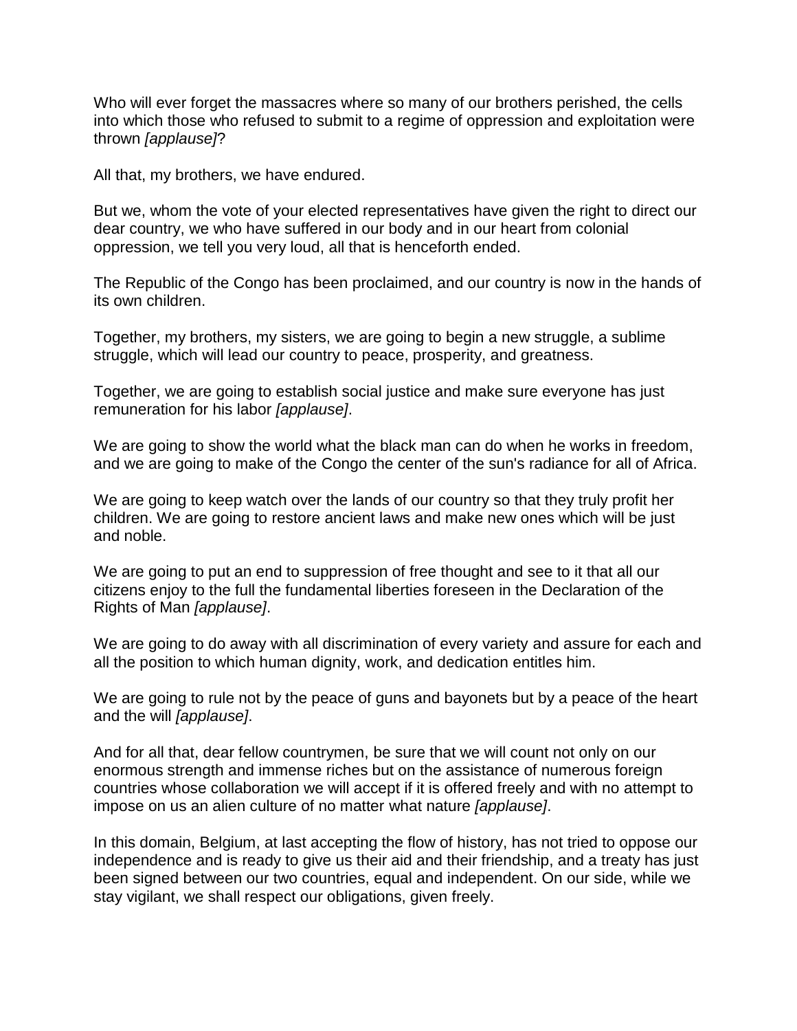Who will ever forget the massacres where so many of our brothers perished, the cells into which those who refused to submit to a regime of oppression and exploitation were thrown *[applause]*?

All that, my brothers, we have endured.

But we, whom the vote of your elected representatives have given the right to direct our dear country, we who have suffered in our body and in our heart from colonial oppression, we tell you very loud, all that is henceforth ended.

The Republic of the Congo has been proclaimed, and our country is now in the hands of its own children.

Together, my brothers, my sisters, we are going to begin a new struggle, a sublime struggle, which will lead our country to peace, prosperity, and greatness.

Together, we are going to establish social justice and make sure everyone has just remuneration for his labor *[applause]*.

We are going to show the world what the black man can do when he works in freedom, and we are going to make of the Congo the center of the sun's radiance for all of Africa.

We are going to keep watch over the lands of our country so that they truly profit her children. We are going to restore ancient laws and make new ones which will be just and noble.

We are going to put an end to suppression of free thought and see to it that all our citizens enjoy to the full the fundamental liberties foreseen in the Declaration of the Rights of Man *[applause]*.

We are going to do away with all discrimination of every variety and assure for each and all the position to which human dignity, work, and dedication entitles him.

We are going to rule not by the peace of guns and bayonets but by a peace of the heart and the will *[applause]*.

And for all that, dear fellow countrymen, be sure that we will count not only on our enormous strength and immense riches but on the assistance of numerous foreign countries whose collaboration we will accept if it is offered freely and with no attempt to impose on us an alien culture of no matter what nature *[applause]*.

In this domain, Belgium, at last accepting the flow of history, has not tried to oppose our independence and is ready to give us their aid and their friendship, and a treaty has just been signed between our two countries, equal and independent. On our side, while we stay vigilant, we shall respect our obligations, given freely.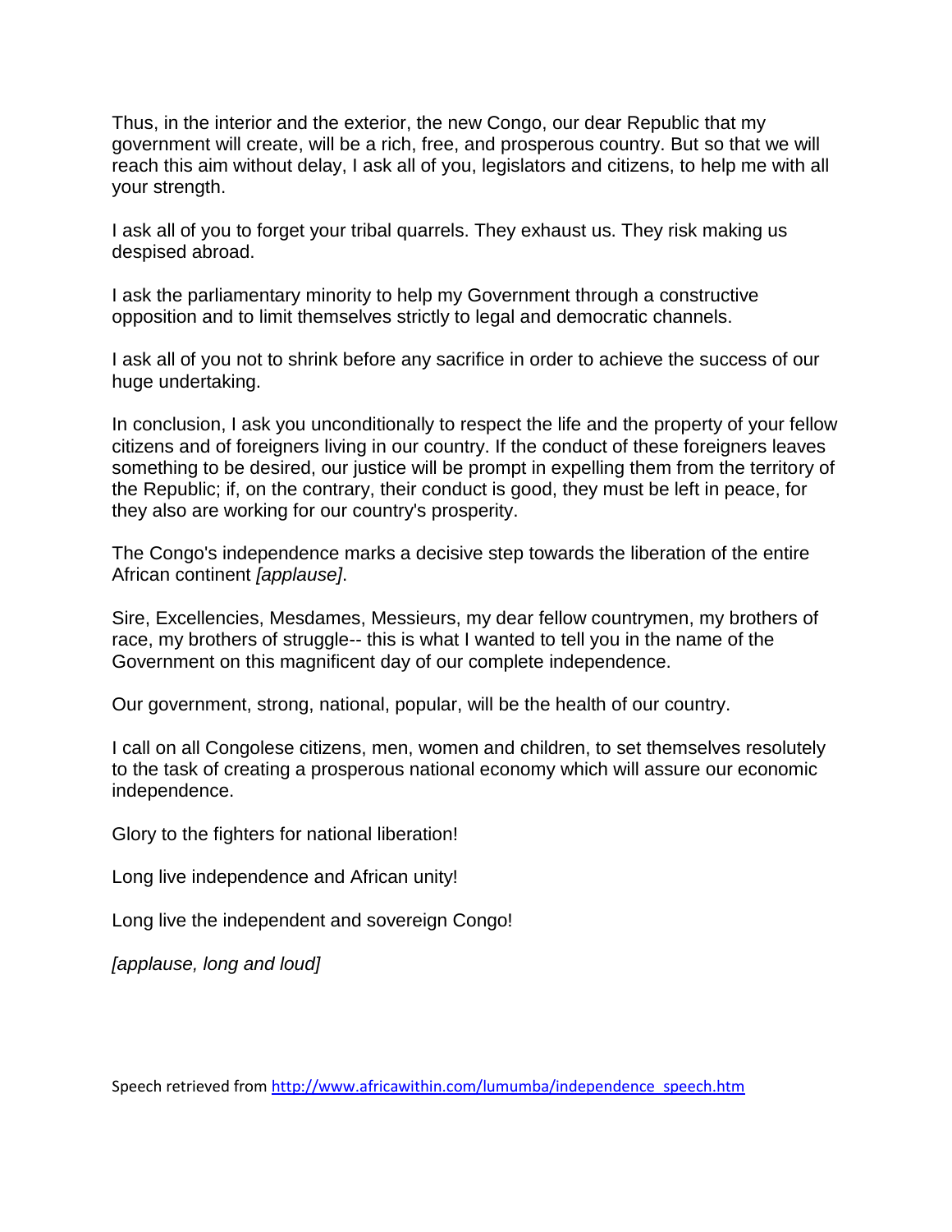Thus, in the interior and the exterior, the new Congo, our dear Republic that my government will create, will be a rich, free, and prosperous country. But so that we will reach this aim without delay, I ask all of you, legislators and citizens, to help me with all your strength.

I ask all of you to forget your tribal quarrels. They exhaust us. They risk making us despised abroad.

I ask the parliamentary minority to help my Government through a constructive opposition and to limit themselves strictly to legal and democratic channels.

I ask all of you not to shrink before any sacrifice in order to achieve the success of our huge undertaking.

In conclusion, I ask you unconditionally to respect the life and the property of your fellow citizens and of foreigners living in our country. If the conduct of these foreigners leaves something to be desired, our justice will be prompt in expelling them from the territory of the Republic; if, on the contrary, their conduct is good, they must be left in peace, for they also are working for our country's prosperity.

The Congo's independence marks a decisive step towards the liberation of the entire African continent *[applause]*.

Sire, Excellencies, Mesdames, Messieurs, my dear fellow countrymen, my brothers of race, my brothers of struggle-- this is what I wanted to tell you in the name of the Government on this magnificent day of our complete independence.

Our government, strong, national, popular, will be the health of our country.

I call on all Congolese citizens, men, women and children, to set themselves resolutely to the task of creating a prosperous national economy which will assure our economic independence.

Glory to the fighters for national liberation!

Long live independence and African unity!

Long live the independent and sovereign Congo!

*[applause, long and loud]*

Speech retrieved from [http://www.africawithin.com/lumumba/independence_speech.htm](http://www.africawithin.com/lumumba/independence_speech.htm)